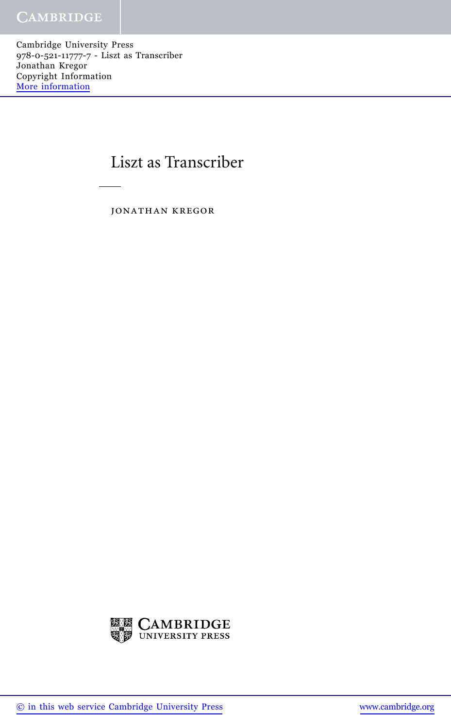# Liszt as Transcriber

JONATHAN KREGOR

CAMBRIDGE
UNIVERSITY PRESS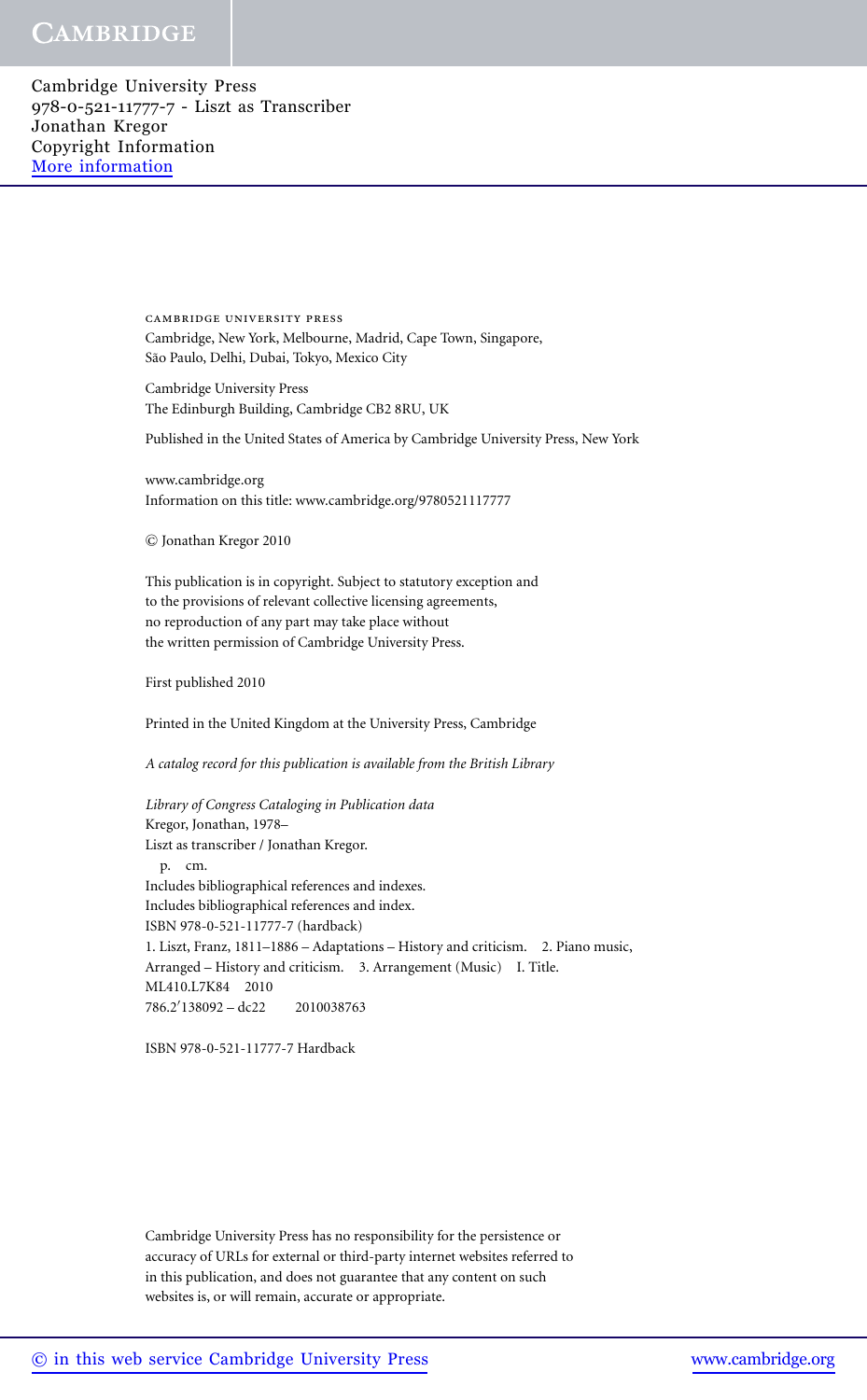CAMBRIDGE UNIVERSITY PRESS
Cambridge, New York, Melbourne, Madrid, Cape Town, Singapore,
São Paulo, Delhi, Dubai, Tokyo, Mexico City

Cambridge University Press
The Edinburgh Building, Cambridge CB2 8RU, UK

Published in the United States of America by Cambridge University Press, New York

www.cambridge.org
Information on this title: www.cambridge.org/9780521117777

© Jonathan Kregor 2010

This publication is in copyright. Subject to statutory exception and
to the provisions of relevant collective licensing agreements,
no reproduction of any part may take place without
the written permission of Cambridge University Press.

First published 2010

Printed in the United Kingdom at the University Press, Cambridge

*A catalog record for this publication is available from the British Library*

*Library of Congress Cataloging in Publication data*
Kregor, Jonathan, 1978–
Liszt as transcriber / Jonathan Kregor.
p. cm.
Includes bibliographical references and indexes.
Includes bibliographical references and index.
ISBN 978-0-521-11777-7 (hardback)
1. Liszt, Franz, 1811–1886 – Adaptations – History and criticism. 2. Piano music, Arranged – History and criticism. 3. Arrangement (Music) I. Title.
ML410.L7K84 2010
786.2′138092 – dc22 2010038763

ISBN 978-0-521-11777-7 Hardback

Cambridge University Press has no responsibility for the persistence or
accuracy of URLs for external or third-party internet websites referred to
in this publication, and does not guarantee that any content on such
websites is, or will remain, accurate or appropriate.